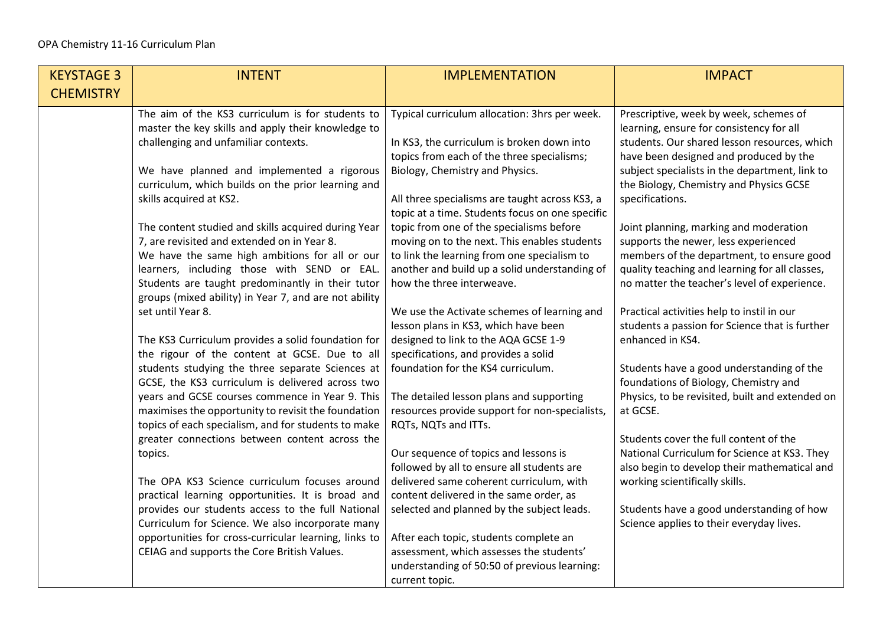OPA Chemistry 11-16 Curriculum Plan

| KEYSTAGE 3 CHEMISTRY | INTENT | IMPLEMENTATION | IMPACT |
|---|---|---|---|
| | The aim of the KS3 curriculum is for students to master the key skills and apply their knowledge to challenging and unfamiliar contexts.<br><br>We have planned and implemented a rigorous curriculum, which builds on the prior learning and skills acquired at KS2.<br><br>The content studied and skills acquired during Year 7, are revisited and extended on in Year 8.<br>We have the same high ambitions for all or our learners, including those with SEND or EAL. Students are taught predominantly in their tutor groups (mixed ability) in Year 7, and are not ability set until Year 8.<br><br>The KS3 Curriculum provides a solid foundation for the rigour of the content at GCSE. Due to all students studying the three separate Sciences at GCSE, the KS3 curriculum is delivered across two years and GCSE courses commence in Year 9. This maximises the opportunity to revisit the foundation topics of each specialism, and for students to make greater connections between content across the topics.<br><br>The OPA KS3 Science curriculum focuses around practical learning opportunities. It is broad and provides our students access to the full National Curriculum for Science. We also incorporate many opportunities for cross-curricular learning, links to CEIAG and supports the Core British Values. | Typical curriculum allocation: 3hrs per week.<br><br>In KS3, the curriculum is broken down into topics from each of the three specialisms; Biology, Chemistry and Physics.<br><br>All three specialisms are taught across KS3, a topic at a time. Students focus on one specific topic from one of the specialisms before moving on to the next. This enables students to link the learning from one specialism to another and build up a solid understanding of how the three interweave.<br><br>We use the Activate schemes of learning and lesson plans in KS3, which have been designed to link to the AQA GCSE 1-9 specifications, and provides a solid foundation for the KS4 curriculum.<br><br>The detailed lesson plans and supporting resources provide support for non-specialists, RQTs, NQTs and ITTs.<br><br>Our sequence of topics and lessons is followed by all to ensure all students are delivered same coherent curriculum, with content delivered in the same order, as selected and planned by the subject leads.<br><br>After each topic, students complete an assessment, which assesses the students' understanding of 50:50 of previous learning: current topic. | Prescriptive, week by week, schemes of learning, ensure for consistency for all students. Our shared lesson resources, which have been designed and produced by the subject specialists in the department, link to the Biology, Chemistry and Physics GCSE specifications.<br><br>Joint planning, marking and moderation supports the newer, less experienced members of the department, to ensure good quality teaching and learning for all classes, no matter the teacher's level of experience.<br><br>Practical activities help to instil in our students a passion for Science that is further enhanced in KS4.<br><br>Students have a good understanding of the foundations of Biology, Chemistry and Physics, to be revisited, built and extended on at GCSE.<br><br>Students cover the full content of the National Curriculum for Science at KS3. They also begin to develop their mathematical and working scientifically skills.<br><br>Students have a good understanding of how Science applies to their everyday lives. |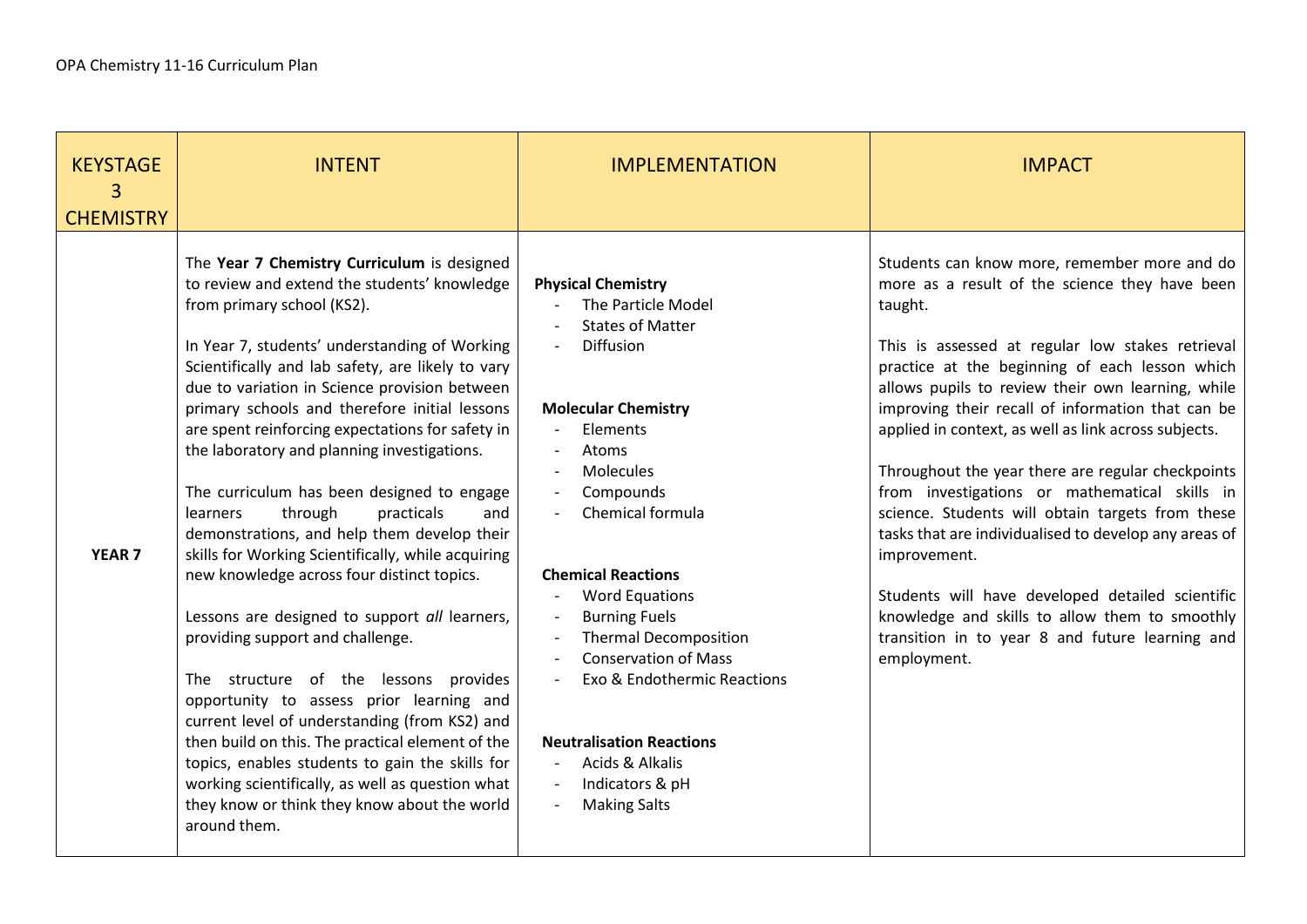OPA Chemistry 11-16 Curriculum Plan

| KEYSTAGE 3 CHEMISTRY | INTENT | IMPLEMENTATION | IMPACT |
|---|---|---|---|
| **YEAR 7** | The **Year 7 Chemistry Curriculum** is designed to review and extend the students' knowledge from primary school (KS2).<br><br>In Year 7, students' understanding of Working Scientifically and lab safety, are likely to vary due to variation in Science provision between primary schools and therefore initial lessons are spent reinforcing expectations for safety in the laboratory and planning investigations.<br><br>The curriculum has been designed to engage learners through practicals and demonstrations, and help them develop their skills for Working Scientifically, while acquiring new knowledge across four distinct topics.<br><br>Lessons are designed to support *all* learners, providing support and challenge.<br><br>The structure of the lessons provides opportunity to assess prior learning and current level of understanding (from KS2) and then build on this. The practical element of the topics, enables students to gain the skills for working scientifically, as well as question what they know or think they know about the world around them. | **Physical Chemistry**<br>- The Particle Model<br>- States of Matter<br>- Diffusion<br><br>**Molecular Chemistry**<br>- Elements<br>- Atoms<br>- Molecules<br>- Compounds<br>- Chemical formula<br><br>**Chemical Reactions**<br>- Word Equations<br>- Burning Fuels<br>- Thermal Decomposition<br>- Conservation of Mass<br>- Exo & Endothermic Reactions<br><br>**Neutralisation Reactions**<br>- Acids & Alkalis<br>- Indicators & pH<br>- Making Salts | Students can know more, remember more and do more as a result of the science they have been taught.<br><br>This is assessed at regular low stakes retrieval practice at the beginning of each lesson which allows pupils to review their own learning, while improving their recall of information that can be applied in context, as well as link across subjects.<br><br>Throughout the year there are regular checkpoints from investigations or mathematical skills in science. Students will obtain targets from these tasks that are individualised to develop any areas of improvement.<br><br>Students will have developed detailed scientific knowledge and skills to allow them to smoothly transition in to year 8 and future learning and employment. |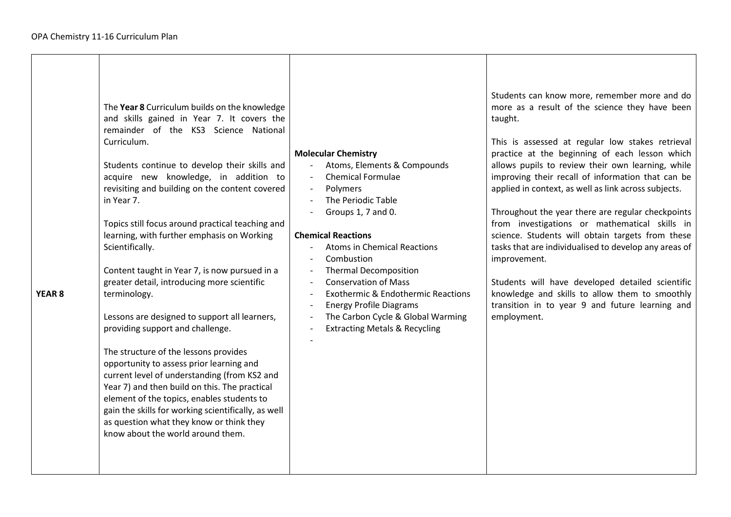| YEAR 8 | The **Year 8** Curriculum builds on the knowledge and skills gained in Year 7. It covers the remainder of the KS3 Science National Curriculum.<br><br>Students continue to develop their skills and acquire new knowledge, in addition to revisiting and building on the content covered in Year 7.<br><br>Topics still focus around practical teaching and learning, with further emphasis on Working Scientifically.<br><br>Content taught in Year 7, is now pursued in a greater detail, introducing more scientific terminology.<br><br>Lessons are designed to support all learners, providing support and challenge.<br><br>The structure of the lessons provides opportunity to assess prior learning and current level of understanding (from KS2 and Year 7) and then build on this. The practical element of the topics, enables students to gain the skills for working scientifically, as well as question what they know or think they know about the world around them. | **Molecular Chemistry**<br>- Atoms, Elements & Compounds<br>- Chemical Formulae<br>- Polymers<br>- The Periodic Table<br>- Groups 1, 7 and 0.<br><br>**Chemical Reactions**<br>- Atoms in Chemical Reactions<br>- Combustion<br>- Thermal Decomposition<br>- Conservation of Mass<br>- Exothermic & Endothermic Reactions<br>- Energy Profile Diagrams<br>- The Carbon Cycle & Global Warming<br>- Extracting Metals & Recycling<br>- | Students can know more, remember more and do more as a result of the science they have been taught.<br><br>This is assessed at regular low stakes retrieval practice at the beginning of each lesson which allows pupils to review their own learning, while improving their recall of information that can be applied in context, as well as link across subjects.<br><br>Throughout the year there are regular checkpoints from investigations or mathematical skills in science. Students will obtain targets from these tasks that are individualised to develop any areas of improvement.<br><br>Students will have developed detailed scientific knowledge and skills to allow them to smoothly transition in to year 9 and future learning and employment. |
|---|---|---|---|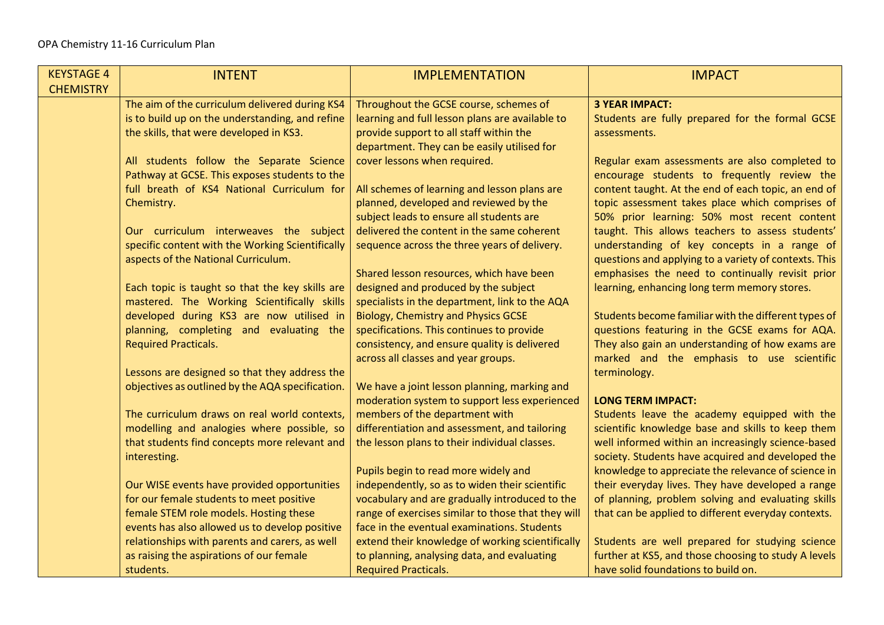OPA Chemistry 11-16 Curriculum Plan

| KEYSTAGE 4 CHEMISTRY | INTENT | IMPLEMENTATION | IMPACT |
|---|---|---|---|
| | The aim of the curriculum delivered during KS4 is to build up on the understanding, and refine the skills, that were developed in KS3.<br><br>All students follow the Separate Science Pathway at GCSE. This exposes students to the full breath of KS4 National Curriculum for Chemistry.<br><br>Our curriculum interweaves the subject specific content with the Working Scientifically aspects of the National Curriculum.<br><br>Each topic is taught so that the key skills are mastered. The Working Scientifically skills developed during KS3 are now utilised in planning, completing and evaluating the Required Practicals.<br><br>Lessons are designed so that they address the objectives as outlined by the AQA specification.<br><br>The curriculum draws on real world contexts, modelling and analogies where possible, so that students find concepts more relevant and interesting.<br><br>Our WISE events have provided opportunities for our female students to meet positive female STEM role models. Hosting these events has also allowed us to develop positive relationships with parents and carers, as well as raising the aspirations of our female students. | Throughout the GCSE course, schemes of learning and full lesson plans are available to provide support to all staff within the department. They can be easily utilised for cover lessons when required.<br><br>All schemes of learning and lesson plans are planned, developed and reviewed by the subject leads to ensure all students are delivered the content in the same coherent sequence across the three years of delivery.<br><br>Shared lesson resources, which have been designed and produced by the subject specialists in the department, link to the AQA Biology, Chemistry and Physics GCSE specifications. This continues to provide consistency, and ensure quality is delivered across all classes and year groups.<br><br>We have a joint lesson planning, marking and moderation system to support less experienced members of the department with differentiation and assessment, and tailoring the lesson plans to their individual classes.<br><br>Pupils begin to read more widely and independently, so as to widen their scientific vocabulary and are gradually introduced to the range of exercises similar to those that they will face in the eventual examinations. Students extend their knowledge of working scientifically to planning, analysing data, and evaluating Required Practicals. | **3 YEAR IMPACT:**<br>Students are fully prepared for the formal GCSE assessments.<br><br>Regular exam assessments are also completed to encourage students to frequently review the content taught. At the end of each topic, an end of topic assessment takes place which comprises of 50% prior learning: 50% most recent content taught. This allows teachers to assess students' understanding of key concepts in a range of questions and applying to a variety of contexts. This emphasises the need to continually revisit prior learning, enhancing long term memory stores.<br><br>Students become familiar with the different types of questions featuring in the GCSE exams for AQA. They also gain an understanding of how exams are marked and the emphasis to use scientific terminology.<br><br>**LONG TERM IMPACT:**<br>Students leave the academy equipped with the scientific knowledge base and skills to keep them well informed within an increasingly science-based society. Students have acquired and developed the knowledge to appreciate the relevance of science in their everyday lives. They have developed a range of planning, problem solving and evaluating skills that can be applied to different everyday contexts.<br><br>Students are well prepared for studying science further at KS5, and those choosing to study A levels have solid foundations to build on. |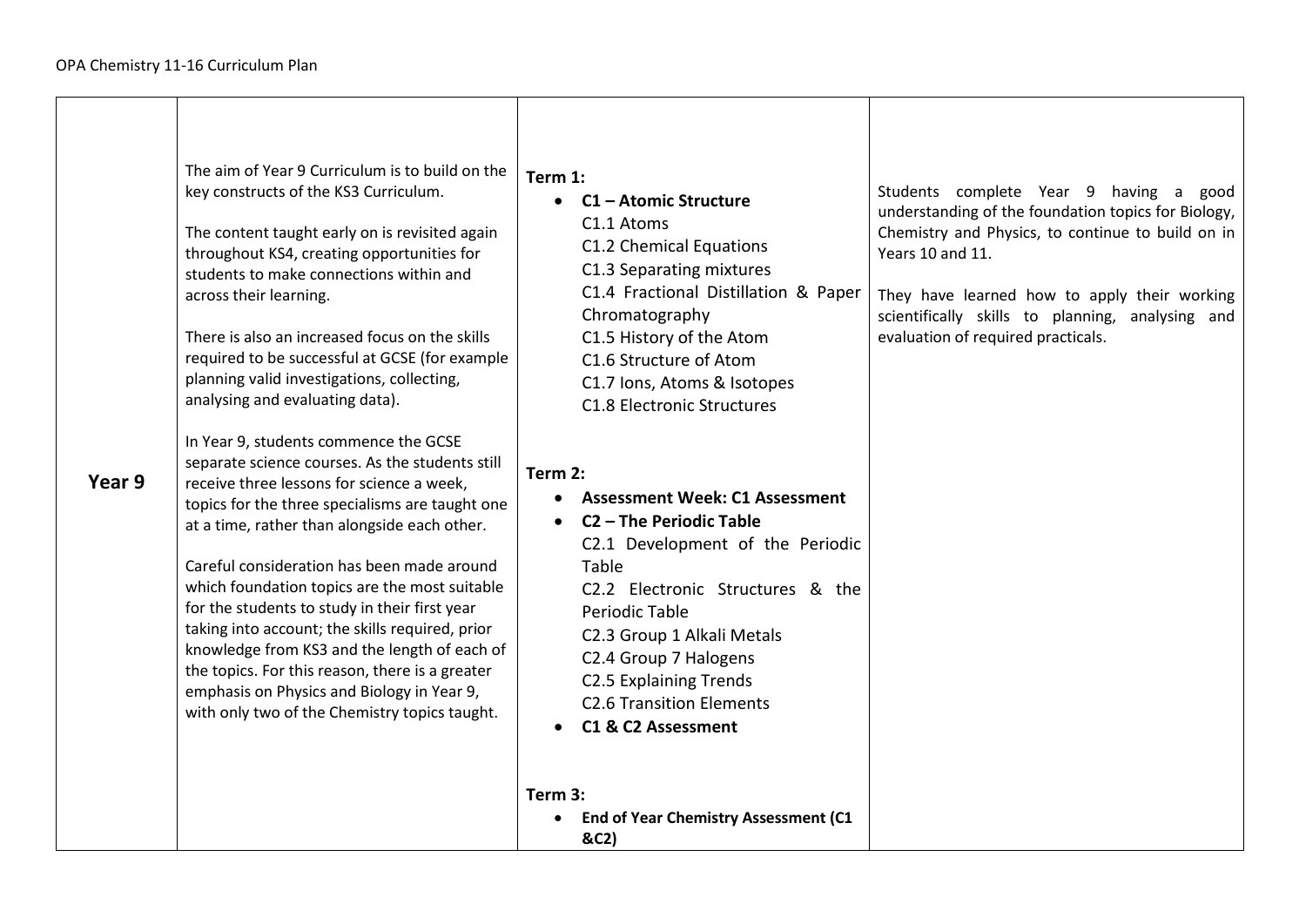| Year 9 | The aim of Year 9 Curriculum is to build on the key constructs of the KS3 Curriculum.<br><br>The content taught early on is revisited again throughout KS4, creating opportunities for students to make connections within and across their learning.<br><br>There is also an increased focus on the skills required to be successful at GCSE (for example planning valid investigations, collecting, analysing and evaluating data).<br><br>In Year 9, students commence the GCSE separate science courses. As the students still receive three lessons for science a week, topics for the three specialisms are taught one at a time, rather than alongside each other.<br><br>Careful consideration has been made around which foundation topics are the most suitable for the students to study in their first year taking into account; the skills required, prior knowledge from KS3 and the length of each of the topics. For this reason, there is a greater emphasis on Physics and Biology in Year 9, with only two of the Chemistry topics taught. | **Term 1:**<br>• **C1 – Atomic Structure**<br>C1.1 Atoms<br>C1.2 Chemical Equations<br>C1.3 Separating mixtures<br>C1.4 Fractional Distillation & Paper Chromatography<br>C1.5 History of the Atom<br>C1.6 Structure of Atom<br>C1.7 Ions, Atoms & Isotopes<br>C1.8 Electronic Structures<br><br>**Term 2:**<br>• **Assessment Week: C1 Assessment**<br>• **C2 – The Periodic Table**<br>C2.1 Development of the Periodic Table<br>C2.2 Electronic Structures & the Periodic Table<br>C2.3 Group 1 Alkali Metals<br>C2.4 Group 7 Halogens<br>C2.5 Explaining Trends<br>C2.6 Transition Elements<br>• **C1 & C2 Assessment**<br><br>**Term 3:**<br>• **End of Year Chemistry Assessment (C1 &C2)** | Students complete Year 9 having a good understanding of the foundation topics for Biology, Chemistry and Physics, to continue to build on in Years 10 and 11.<br><br>They have learned how to apply their working scientifically skills to planning, analysing and evaluation of required practicals. |
|---|---|---|---|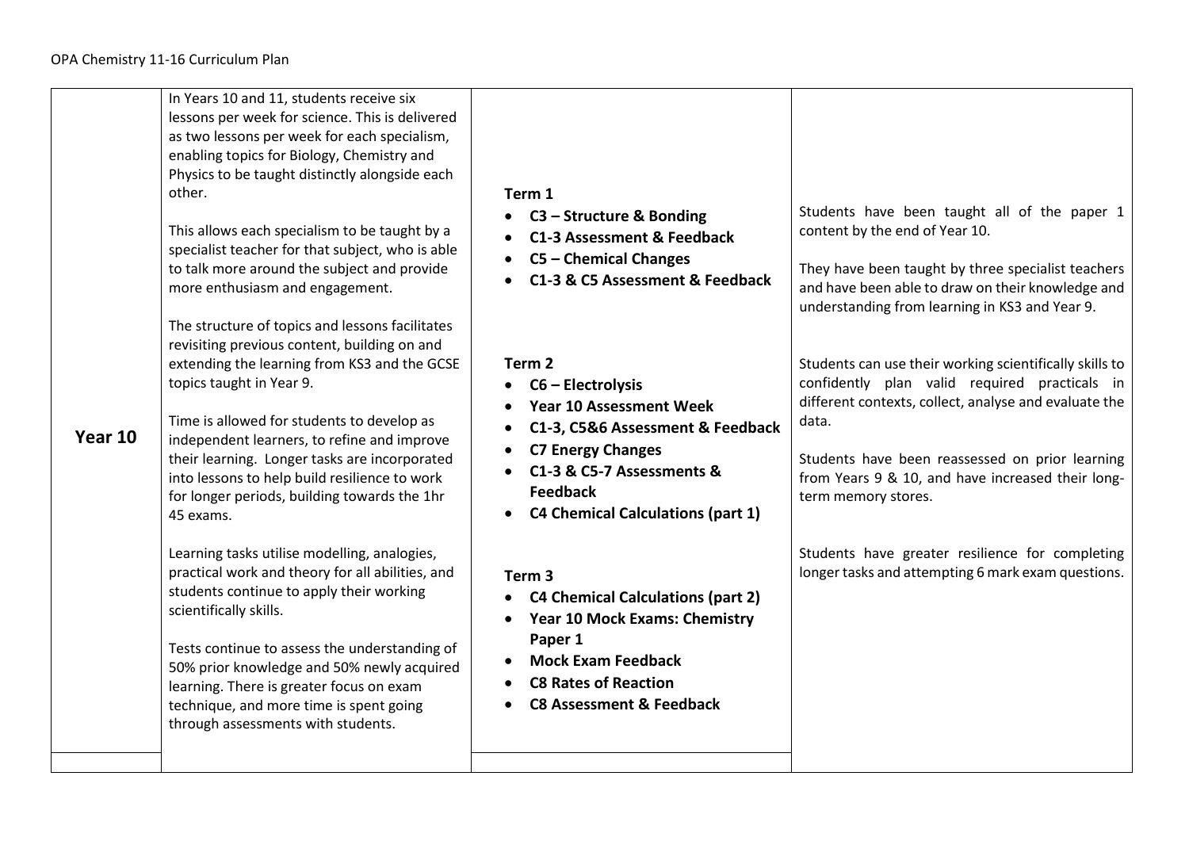| Year 10 | In Years 10 and 11, students receive six lessons per week for science. This is delivered as two lessons per week for each specialism, enabling topics for Biology, Chemistry and Physics to be taught distinctly alongside each other.<br><br>This allows each specialism to be taught by a specialist teacher for that subject, who is able to talk more around the subject and provide more enthusiasm and engagement.<br><br>The structure of topics and lessons facilitates revisiting previous content, building on and extending the learning from KS3 and the GCSE topics taught in Year 9.<br><br>Time is allowed for students to develop as independent learners, to refine and improve their learning. Longer tasks are incorporated into lessons to help build resilience to work for longer periods, building towards the 1hr 45 exams.<br><br>Learning tasks utilise modelling, analogies, practical work and theory for all abilities, and students continue to apply their working scientifically skills.<br><br>Tests continue to assess the understanding of 50% prior knowledge and 50% newly acquired learning. There is greater focus on exam technique, and more time is spent going through assessments with students. | **Term 1**<br>• **C3 – Structure & Bonding**<br>• **C1-3 Assessment & Feedback**<br>• **C5 – Chemical Changes**<br>• **C1-3 & C5 Assessment & Feedback**<br><br>**Term 2**<br>• **C6 – Electrolysis**<br>• **Year 10 Assessment Week**<br>• **C1-3, C5&6 Assessment & Feedback**<br>• **C7 Energy Changes**<br>• **C1-3 & C5-7 Assessments & Feedback**<br>• **C4 Chemical Calculations (part 1)**<br><br>**Term 3**<br>• **C4 Chemical Calculations (part 2)**<br>• **Year 10 Mock Exams: Chemistry Paper 1**<br>• **Mock Exam Feedback**<br>• **C8 Rates of Reaction**<br>• **C8 Assessment & Feedback** | Students have been taught all of the paper 1 content by the end of Year 10.<br><br>They have been taught by three specialist teachers and have been able to draw on their knowledge and understanding from learning in KS3 and Year 9.<br><br>Students can use their working scientifically skills to confidently plan valid required practicals in different contexts, collect, analyse and evaluate the data.<br><br>Students have been reassessed on prior learning from Years 9 & 10, and have increased their long-term memory stores.<br><br>Students have greater resilience for completing longer tasks and attempting 6 mark exam questions. |
|---|---|---|---|
| | | | |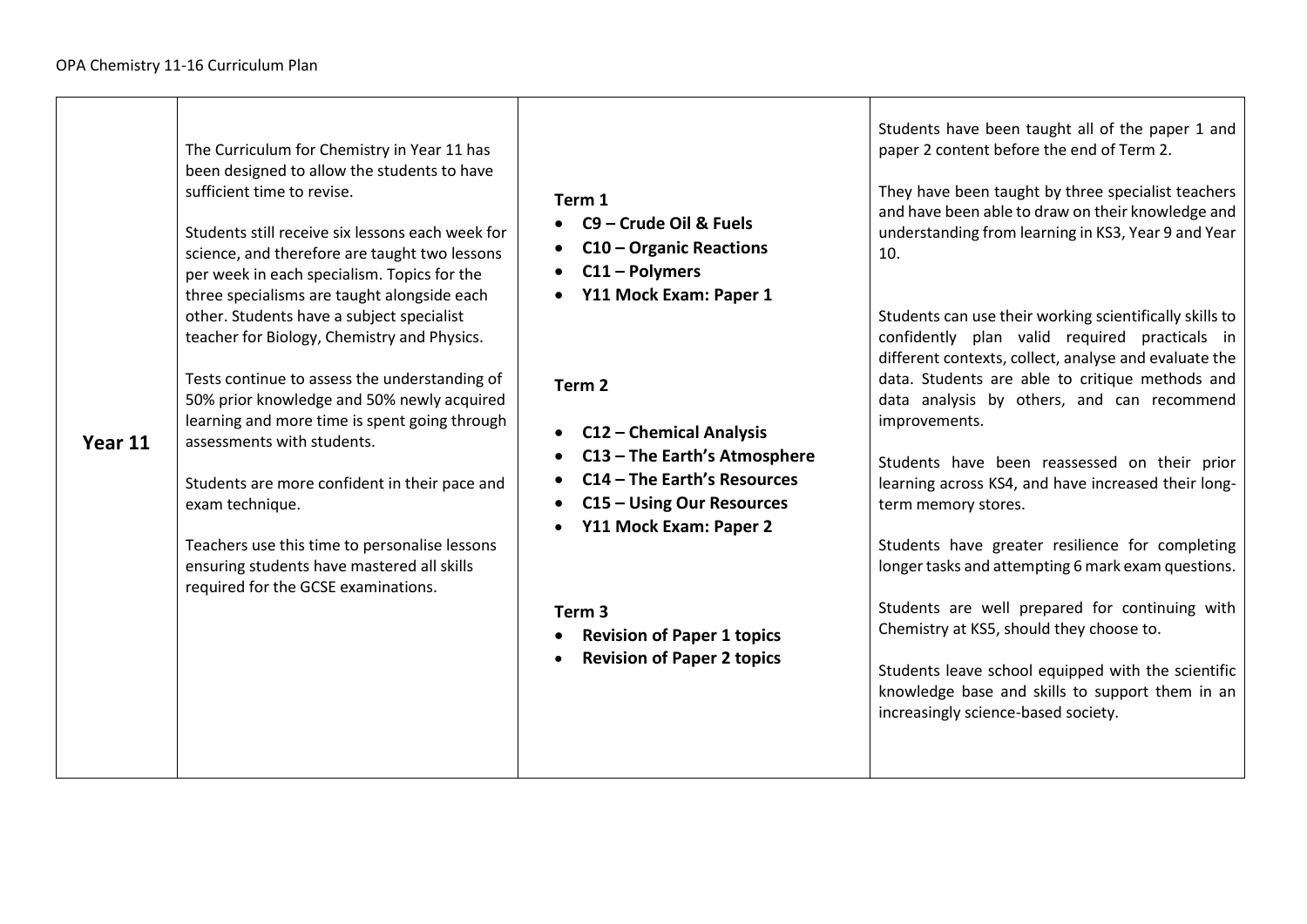| | | | |
|---|---|---|---|
| **Year 11** | The Curriculum for Chemistry in Year 11 has been designed to allow the students to have sufficient time to revise.<br><br>Students still receive six lessons each week for science, and therefore are taught two lessons per week in each specialism. Topics for the three specialisms are taught alongside each other. Students have a subject specialist teacher for Biology, Chemistry and Physics.<br><br>Tests continue to assess the understanding of 50% prior knowledge and 50% newly acquired learning and more time is spent going through assessments with students.<br><br>Students are more confident in their pace and exam technique.<br><br>Teachers use this time to personalise lessons ensuring students have mastered all skills required for the GCSE examinations. | **Term 1**<br>• **C9 – Crude Oil & Fuels**<br>• **C10 – Organic Reactions**<br>• **C11 – Polymers**<br>• **Y11 Mock Exam: Paper 1**<br><br>**Term 2**<br>• **C12 – Chemical Analysis**<br>• **C13 – The Earth's Atmosphere**<br>• **C14 – The Earth's Resources**<br>• **C15 – Using Our Resources**<br>• **Y11 Mock Exam: Paper 2**<br><br>**Term 3**<br>• **Revision of Paper 1 topics**<br>• **Revision of Paper 2 topics** | Students have been taught all of the paper 1 and paper 2 content before the end of Term 2.<br><br>They have been taught by three specialist teachers and have been able to draw on their knowledge and understanding from learning in KS3, Year 9 and Year 10.<br><br>Students can use their working scientifically skills to confidently plan valid required practicals in different contexts, collect, analyse and evaluate the data. Students are able to critique methods and data analysis by others, and can recommend improvements.<br><br>Students have been reassessed on their prior learning across KS4, and have increased their long-term memory stores.<br><br>Students have greater resilience for completing longer tasks and attempting 6 mark exam questions.<br><br>Students are well prepared for continuing with Chemistry at KS5, should they choose to.<br><br>Students leave school equipped with the scientific knowledge base and skills to support them in an increasingly science-based society. |